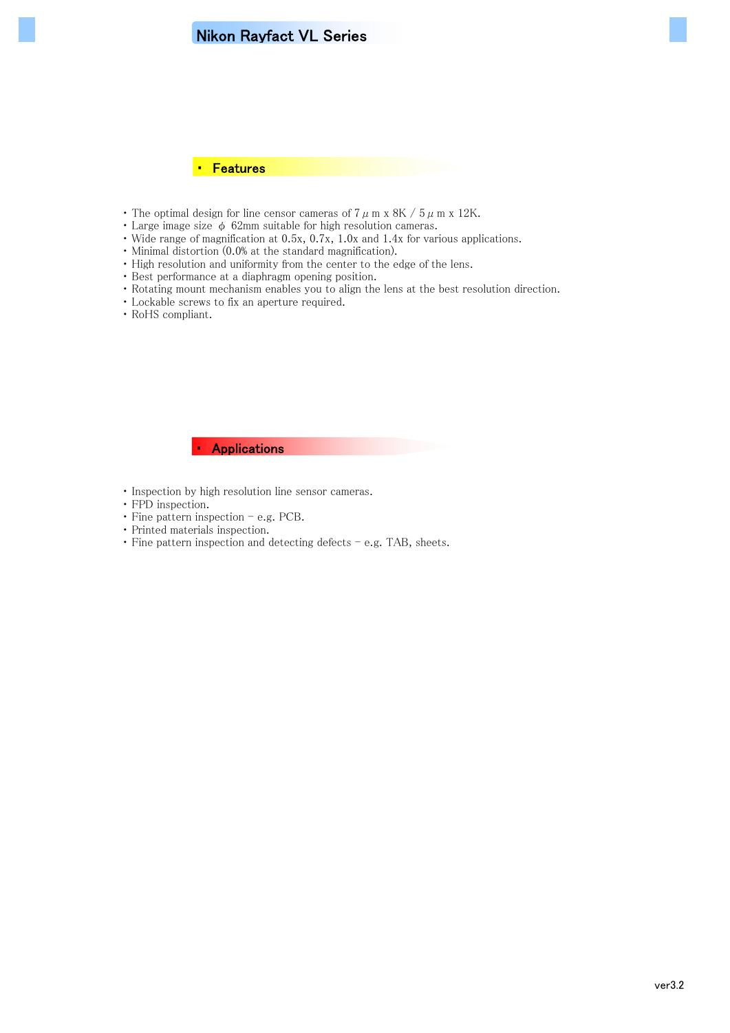# Nikon Rayfact VL Series

## ・ Features

- The optimal design for line censor cameras of 7 μ m x 8K / 5 μ m x 12K.
- Large image size φ 62mm suitable for high resolution cameras.
- Wide range of magnification at 0.5x, 0.7x, 1.0x and 1.4x for various applications.
- Minimal distortion (0.0% at the standard magnification).
- High resolution and uniformity from the center to the edge of the lens.
- Best performance at a diaphragm opening position.
- Rotating mount mechanism enables you to align the lens at the best resolution direction.
- Lockable screws to fix an aperture required.
- RoHS compliant.

## ・ Applications

- Inspection by high resolution line sensor cameras.
- FPD inspection.
- Fine pattern inspection – e.g. PCB.
- Printed materials inspection.
- Fine pattern inspection and detecting defects – e.g. TAB, sheets.

ver3.2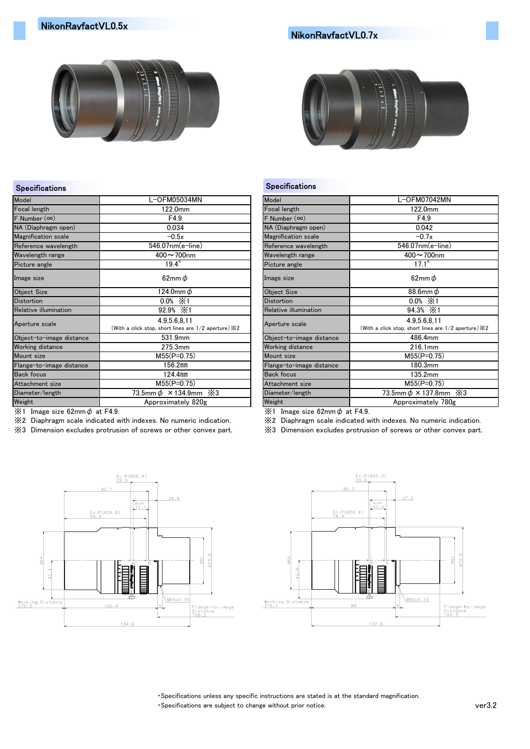## NikonRayfactVL0.5x

### Specifications

| Model | L-OFM05034MN |
|---|---|
| Focal length | 122.0mm |
| F Number (∞) | F4.9 |
| NA (Diaphragm open) | 0.034 |
| Magnification scale | -0.5x |
| Reference wavelength | 546.07nm(e-line) |
| Wavelength range | 400～700nm |
| Picture angle | 19.4° |
| Image size | 62mm φ |
| Object Size | 124.0mm φ |
| Distortion | 0.0% ※1 |
| Relative illumination | 92.9% ※1 |
| Aperture scale | 4.9,5.6,8,11 (With a click stop, short lines are 1/2 aperture)※2 |
| Object-to-image distance | 531.9mm |
| Working distance | 275.3mm |
| Mount size | M55(P=0.75) |
| Flange-to-image distance | 156.2mm |
| Back focus | 124.4mm |
| Attachment size | M55(P=0.75) |
| Diameter/length | 73.5mm φ × 134.9mm ※3 |
| Weight | Approximately 820g |

※1 Image size 62mm φ at F4.9.
※2 Diaphragm scale indicated with indexes. No numeric indication.
※3 Dimension excludes protrusion of screws or other convex part.

## NikonRayfactVL0.7x

### Specifications

| Model | L-OFM07042MN |
|---|---|
| Focal length | 122.0mm |
| F Number (∞) | F4.9 |
| NA (Diaphragm open) | 0.042 |
| Magnification scale | -0.7x |
| Reference wavelength | 546.07nm(e-line) |
| Wavelength range | 400～700nm |
| Picture angle | 17.1° |
| Image size | 62mm φ |
| Object Size | 88.6mm φ |
| Distortion | 0.0% ※1 |
| Relative illumination | 94.3% ※1 |
| Aperture scale | 4.9,5.6,8,11 (With a click stop, short lines are 1/2 aperture)※2 |
| Object-to-image distance | 486.4mm |
| Working distance | 216.1mm |
| Mount size | M55(P=0.75) |
| Flange-to-image distance | 180.3mm |
| Back focus | 135.2mm |
| Attachment size | M55(P=0.75) |
| Diameter/length | 73.5mm φ × 137.8mm ※3 |
| Weight | Approximately 780g |

※1 Image size 62mm φ at F4.9.
※2 Diaphragm scale indicated with indexes. No numeric indication.
※3 Dimension excludes protrusion of screws or other convex part.

・Specifications unless any specific instructions are stated is at the standard magnification.
・Specifications are subject to change without prior notice.

ver3.2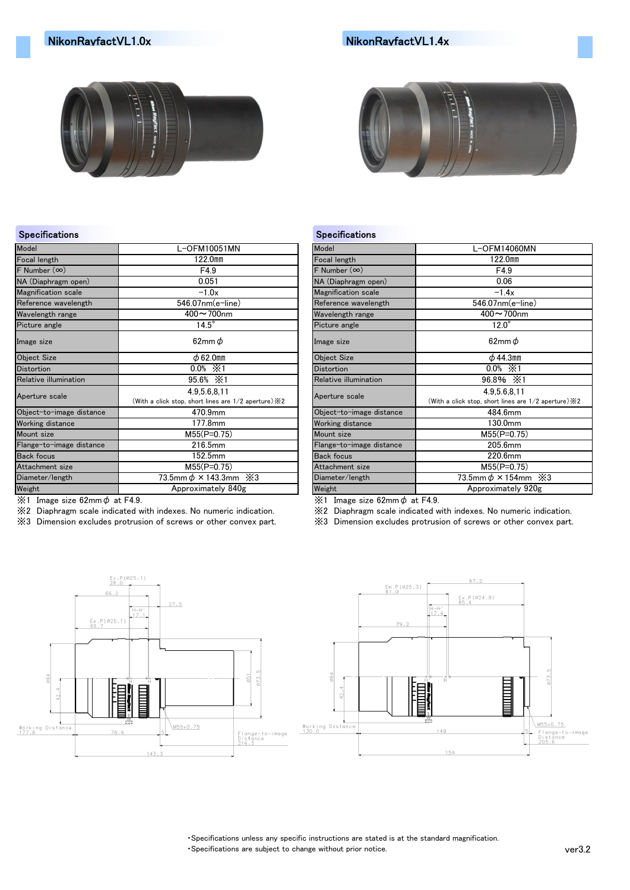## NikonRayfactVL1.0x

### Specifications

| Model | L-OFM10051MN |
|---|---|
| Focal length | 122.0mm |
| F Number (∞) | F4.9 |
| NA (Diaphragm open) | 0.051 |
| Magnification scale | −1.0x |
| Reference wavelength | 546.07nm(e-line) |
| Wavelength range | 400〜700nm |
| Picture angle | 14.5° |
| Image size | 62mm ϕ |
| Object Size | ϕ 62.0mm |
| Distortion | 0.0% ※1 |
| Relative illumination | 95.6% ※1 |
| Aperture scale | 4.9,5.6,8,11 (With a click stop, short lines are 1/2 aperture)※2 |
| Object-to-image distance | 470.9mm |
| Working distance | 177.8mm |
| Mount size | M55(P=0.75) |
| Flange-to-image distance | 216.5mm |
| Back focus | 152.5mm |
| Attachment size | M55(P=0.75) |
| Diameter/length | 73.5mm ϕ × 143.3mm ※3 |
| Weight | Approximately 840g |

※1 Image size 62mm ϕ at F4.9.
※2 Diaphragm scale indicated with indexes. No numeric indication.
※3 Dimension excludes protrusion of screws or other convex part.

## NikonRayfactVL1.4x

### Specifications

| Model | L-OFM14060MN |
|---|---|
| Focal length | 122.0mm |
| F Number (∞) | F4.9 |
| NA (Diaphragm open) | 0.06 |
| Magnification scale | −1.4x |
| Reference wavelength | 546.07nm(e-line) |
| Wavelength range | 400〜700nm |
| Picture angle | 12.0° |
| Image size | 62mm ϕ |
| Object Size | ϕ 44.3mm |
| Distortion | 0.0% ※1 |
| Relative illumination | 96.8% ※1 |
| Aperture scale | 4.9,5.6,8,11 (With a click stop, short lines are 1/2 aperture)※2 |
| Object-to-image distance | 484.6mm |
| Working distance | 130.0mm |
| Mount size | M55(P=0.75) |
| Flange-to-image distance | 205.6mm |
| Back focus | 220.6mm |
| Attachment size | M55(P=0.75) |
| Diameter/length | 73.5mm ϕ × 154mm ※3 |
| Weight | Approximately 920g |

※1 Image size 62mm ϕ at F4.9.
※2 Diaphragm scale indicated with indexes. No numeric indication.
※3 Dimension excludes protrusion of screws or other convex part.

・Specifications unless any specific instructions are stated is at the standard magnification.
・Specifications are subject to change without prior notice.

ver3.2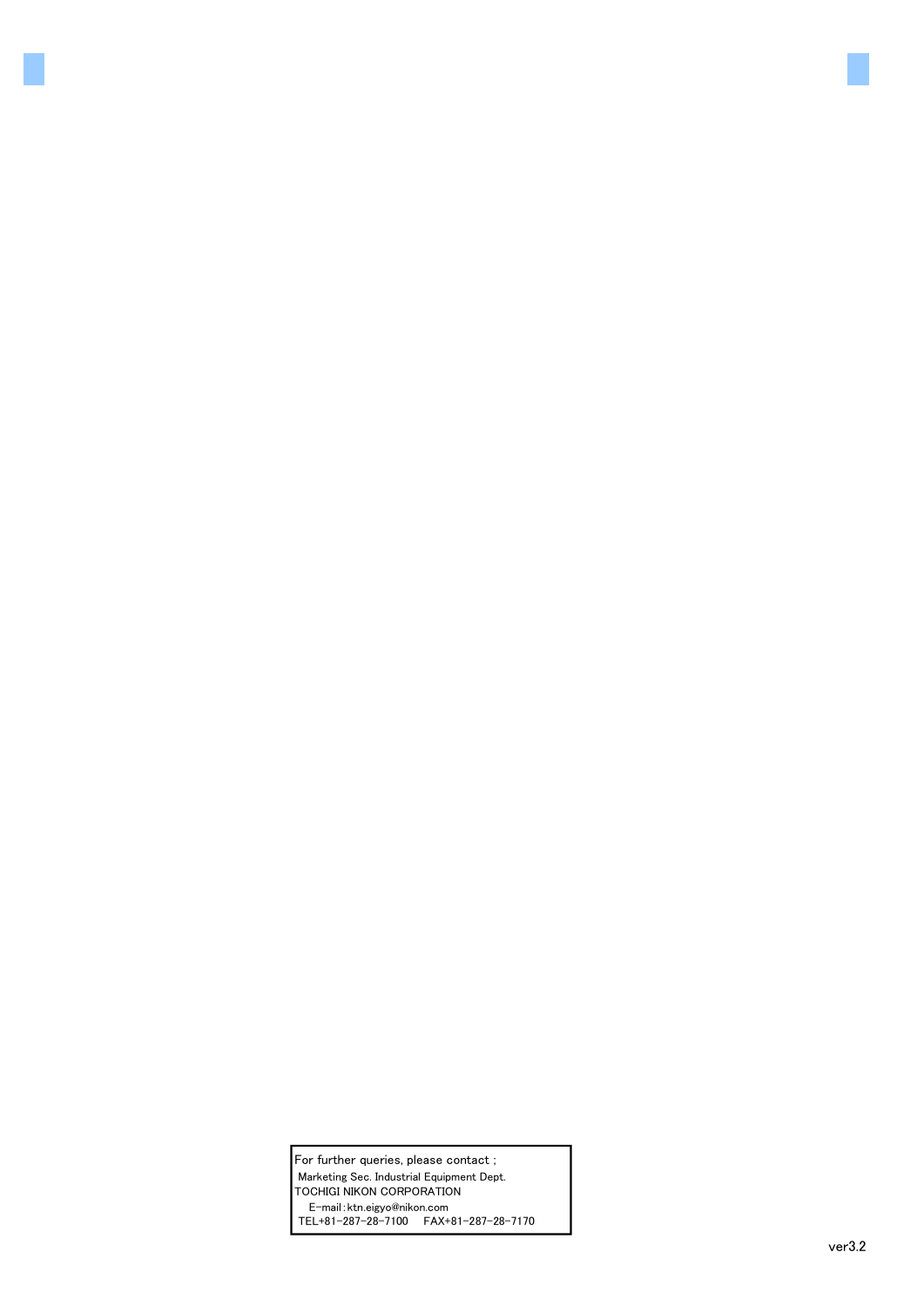For further queries, please contact ;

Marketing Sec. Industrial Equipment Dept.

TOCHIGI NIKON CORPORATION

E-mail：ktn.eigyo@nikon.com

TEL+81-287-28-7100　　FAX+81-287-28-7170

ver3.2